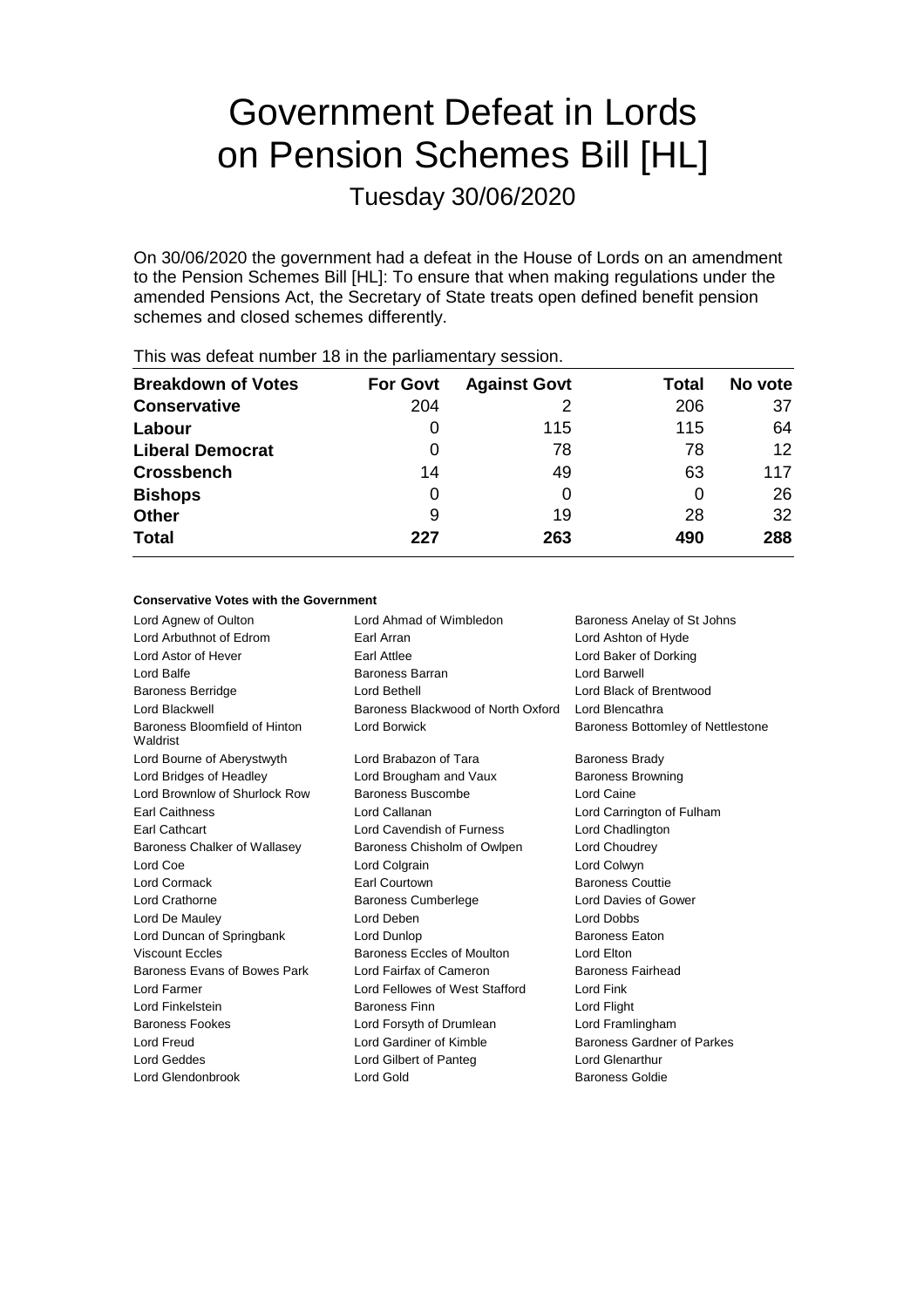# Government Defeat in Lords on Pension Schemes Bill [HL]

## Tuesday 30/06/2020

On 30/06/2020 the government had a defeat in the House of Lords on an amendment to the Pension Schemes Bill [HL]: To ensure that when making regulations under the amended Pensions Act, the Secretary of State treats open defined benefit pension schemes and closed schemes differently.

This was defeat number 18 in the parliamentary session.

| Breakdown of Votes | For Govt | Against Govt | Total | No vote |
|---|---|---|---|---|
| **Conservative** | 204 | 2 | 206 | 37 |
| **Labour** | 0 | 115 | 115 | 64 |
| **Liberal Democrat** | 0 | 78 | 78 | 12 |
| **Crossbench** | 14 | 49 | 63 | 117 |
| **Bishops** | 0 | 0 | 0 | 26 |
| **Other** | 9 | 19 | 28 | 32 |
| **Total** | **227** | **263** | **490** | **288** |

### Conservative Votes with the Government

| | | |
|---|---|---|
| Lord Agnew of Oulton | Lord Ahmad of Wimbledon | Baroness Anelay of St Johns |
| Lord Arbuthnot of Edrom | Earl Arran | Lord Ashton of Hyde |
| Lord Astor of Hever | Earl Attlee | Lord Baker of Dorking |
| Lord Balfe | Baroness Barran | Lord Barwell |
| Baroness Berridge | Lord Bethell | Lord Black of Brentwood |
| Lord Blackwell | Baroness Blackwood of North Oxford | Lord Blencathra |
| Baroness Bloomfield of Hinton Waldrist | Lord Borwick | Baroness Bottomley of Nettlestone |
| Lord Bourne of Aberystwyth | Lord Brabazon of Tara | Baroness Brady |
| Lord Bridges of Headley | Lord Brougham and Vaux | Baroness Browning |
| Lord Brownlow of Shurlock Row | Baroness Buscombe | Lord Caine |
| Earl Caithness | Lord Callanan | Lord Carrington of Fulham |
| Earl Cathcart | Lord Cavendish of Furness | Lord Chadlington |
| Baroness Chalker of Wallasey | Baroness Chisholm of Owlpen | Lord Choudrey |
| Lord Coe | Lord Colgrain | Lord Colwyn |
| Lord Cormack | Earl Courtown | Baroness Couttie |
| Lord Crathorne | Baroness Cumberlege | Lord Davies of Gower |
| Lord De Mauley | Lord Deben | Lord Dobbs |
| Lord Duncan of Springbank | Lord Dunlop | Baroness Eaton |
| Viscount Eccles | Baroness Eccles of Moulton | Lord Elton |
| Baroness Evans of Bowes Park | Lord Fairfax of Cameron | Baroness Fairhead |
| Lord Farmer | Lord Fellowes of West Stafford | Lord Fink |
| Lord Finkelstein | Baroness Finn | Lord Flight |
| Baroness Fookes | Lord Forsyth of Drumlean | Lord Framlingham |
| Lord Freud | Lord Gardiner of Kimble | Baroness Gardner of Parkes |
| Lord Geddes | Lord Gilbert of Panteg | Lord Glenarthur |
| Lord Glendonbrook | Lord Gold | Baroness Goldie |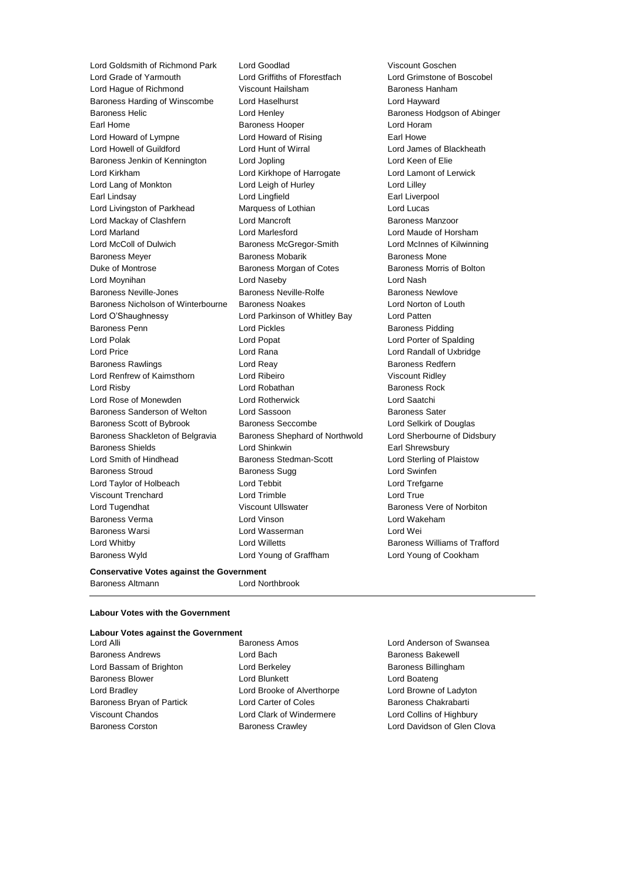Lord Goldsmith of Richmond Park
Lord Goodlad
Viscount Goschen
Lord Grade of Yarmouth
Lord Griffiths of Fforestfach
Lord Grimstone of Boscobel
Lord Hague of Richmond
Viscount Hailsham
Baroness Hanham
Baroness Harding of Winscombe
Lord Haselhurst
Lord Hayward
Baroness Helic
Lord Henley
Baroness Hodgson of Abinger
Earl Home
Baroness Hooper
Lord Horam
Lord Howard of Lympne
Lord Howard of Rising
Earl Howe
Lord Howell of Guildford
Lord Hunt of Wirral
Lord James of Blackheath
Baroness Jenkin of Kennington
Lord Jopling
Lord Keen of Elie
Lord Kirkham
Lord Kirkhope of Harrogate
Lord Lamont of Lerwick
Lord Lang of Monkton
Lord Leigh of Hurley
Lord Lilley
Earl Lindsay
Lord Lingfield
Earl Liverpool
Lord Livingston of Parkhead
Marquess of Lothian
Lord Lucas
Lord Mackay of Clashfern
Lord Mancroft
Baroness Manzoor
Lord Marland
Lord Marlesford
Lord Maude of Horsham
Lord McColl of Dulwich
Baroness McGregor-Smith
Lord McInnes of Kilwinning
Baroness Meyer
Baroness Mobarik
Baroness Mone
Duke of Montrose
Baroness Morgan of Cotes
Baroness Morris of Bolton
Lord Moynihan
Lord Naseby
Lord Nash
Baroness Neville-Jones
Baroness Neville-Rolfe
Baroness Newlove
Baroness Nicholson of Winterbourne
Baroness Noakes
Lord Norton of Louth
Lord O'Shaughnessy
Lord Parkinson of Whitley Bay
Lord Patten
Baroness Penn
Lord Pickles
Baroness Pidding
Lord Polak
Lord Popat
Lord Porter of Spalding
Lord Price
Lord Rana
Lord Randall of Uxbridge
Baroness Rawlings
Lord Reay
Baroness Redfern
Lord Renfrew of Kaimsthorn
Lord Ribeiro
Viscount Ridley
Lord Risby
Lord Robathan
Baroness Rock
Lord Rose of Monewden
Lord Rotherwick
Lord Saatchi
Baroness Sanderson of Welton
Lord Sassoon
Baroness Sater
Baroness Scott of Bybrook
Baroness Seccombe
Lord Selkirk of Douglas
Baroness Shackleton of Belgravia
Baroness Shephard of Northwold
Lord Sherbourne of Didsbury
Baroness Shields
Lord Shinkwin
Earl Shrewsbury
Lord Smith of Hindhead
Baroness Stedman-Scott
Lord Sterling of Plaistow
Baroness Stroud
Baroness Sugg
Lord Swinfen
Lord Taylor of Holbeach
Lord Tebbit
Lord Trefgarne
Viscount Trenchard
Lord Trimble
Lord True
Lord Tugendhat
Viscount Ullswater
Baroness Vere of Norbiton
Baroness Verma
Lord Vinson
Lord Wakeham
Baroness Warsi
Lord Wasserman
Lord Wei
Lord Whitby
Lord Willetts
Baroness Williams of Trafford
Baroness Wyld
Lord Young of Graffham
Lord Young of Cookham

**Conservative Votes against the Government**

Baroness Altmann
Lord Northbrook

---

**Labour Votes with the Government**

**Labour Votes against the Government**

Lord Alli
Baroness Amos
Lord Anderson of Swansea
Baroness Andrews
Lord Bach
Baroness Bakewell
Lord Bassam of Brighton
Lord Berkeley
Baroness Billingham
Baroness Blower
Lord Blunkett
Lord Boateng
Lord Bradley
Lord Brooke of Alverthorpe
Lord Browne of Ladyton
Baroness Bryan of Partick
Lord Carter of Coles
Baroness Chakrabarti
Viscount Chandos
Lord Clark of Windermere
Lord Collins of Highbury
Baroness Corston
Baroness Crawley
Lord Davidson of Glen Clova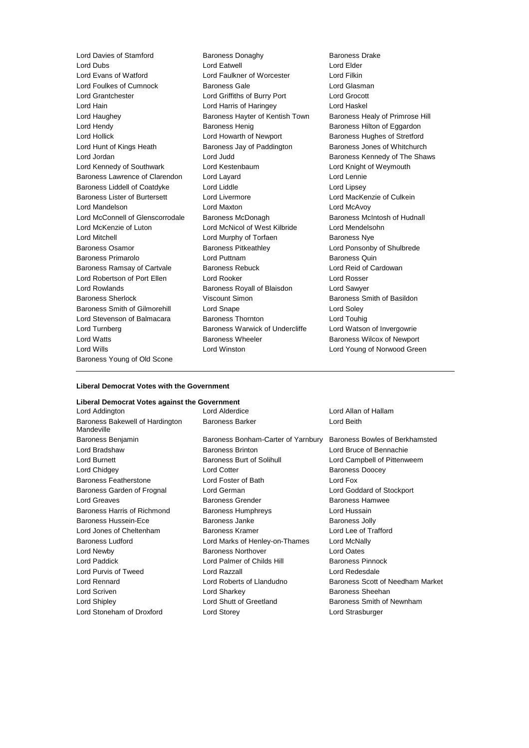Lord Davies of Stamford
Baroness Donaghy
Baroness Drake
Lord Dubs
Lord Eatwell
Lord Elder
Lord Evans of Watford
Lord Faulkner of Worcester
Lord Filkin
Lord Foulkes of Cumnock
Baroness Gale
Lord Glasman
Lord Grantchester
Lord Griffiths of Burry Port
Lord Grocott
Lord Hain
Lord Harris of Haringey
Lord Haskel
Lord Haughey
Baroness Hayter of Kentish Town
Baroness Healy of Primrose Hill
Lord Hendy
Baroness Henig
Baroness Hilton of Eggardon
Lord Hollick
Lord Howarth of Newport
Baroness Hughes of Stretford
Lord Hunt of Kings Heath
Baroness Jay of Paddington
Baroness Jones of Whitchurch
Lord Jordan
Lord Judd
Baroness Kennedy of The Shaws
Lord Kennedy of Southwark
Lord Kestenbaum
Lord Knight of Weymouth
Baroness Lawrence of Clarendon
Lord Layard
Lord Lennie
Baroness Liddell of Coatdyke
Lord Liddle
Lord Lipsey
Baroness Lister of Burtersett
Lord Livermore
Lord MacKenzie of Culkein
Lord Mandelson
Lord Maxton
Lord McAvoy
Lord McConnell of Glenscorrodale
Baroness McDonagh
Baroness McIntosh of Hudnall
Lord McKenzie of Luton
Lord McNicol of West Kilbride
Lord Mendelsohn
Lord Mitchell
Lord Murphy of Torfaen
Baroness Nye
Baroness Osamor
Baroness Pitkeathley
Lord Ponsonby of Shulbrede
Baroness Primarolo
Lord Puttnam
Baroness Quin
Baroness Ramsay of Cartvale
Baroness Rebuck
Lord Reid of Cardowan
Lord Robertson of Port Ellen
Lord Rooker
Lord Rosser
Lord Rowlands
Baroness Royall of Blaisdon
Lord Sawyer
Baroness Sherlock
Viscount Simon
Baroness Smith of Basildon
Baroness Smith of Gilmorehill
Lord Snape
Lord Soley
Lord Stevenson of Balmacara
Baroness Thornton
Lord Touhig
Lord Turnberg
Baroness Warwick of Undercliffe
Lord Watson of Invergowrie
Lord Watts
Baroness Wheeler
Baroness Wilcox of Newport
Lord Wills
Lord Winston
Lord Young of Norwood Green
Baroness Young of Old Scone

---

**Liberal Democrat Votes with the Government**

**Liberal Democrat Votes against the Government**

Lord Addington
Lord Alderdice
Lord Allan of Hallam
Baroness Bakewell of Hardington Mandeville
Baroness Barker
Lord Beith
Baroness Benjamin
Baroness Bonham-Carter of Yarnbury
Baroness Bowles of Berkhamsted
Lord Bradshaw
Baroness Brinton
Lord Bruce of Bennachie
Lord Burnett
Baroness Burt of Solihull
Lord Campbell of Pittenweem
Lord Chidgey
Lord Cotter
Baroness Doocey
Baroness Featherstone
Lord Foster of Bath
Lord Fox
Baroness Garden of Frognal
Lord German
Lord Goddard of Stockport
Lord Greaves
Baroness Grender
Baroness Hamwee
Baroness Harris of Richmond
Baroness Humphreys
Lord Hussain
Baroness Hussein-Ece
Baroness Janke
Baroness Jolly
Lord Jones of Cheltenham
Baroness Kramer
Lord Lee of Trafford
Baroness Ludford
Lord Marks of Henley-on-Thames
Lord McNally
Lord Newby
Baroness Northover
Lord Oates
Lord Paddick
Lord Palmer of Childs Hill
Baroness Pinnock
Lord Purvis of Tweed
Lord Razzall
Lord Redesdale
Lord Rennard
Lord Roberts of Llandudno
Baroness Scott of Needham Market
Lord Scriven
Lord Sharkey
Baroness Sheehan
Lord Shipley
Lord Shutt of Greetland
Baroness Smith of Newnham
Lord Stoneham of Droxford
Lord Storey
Lord Strasburger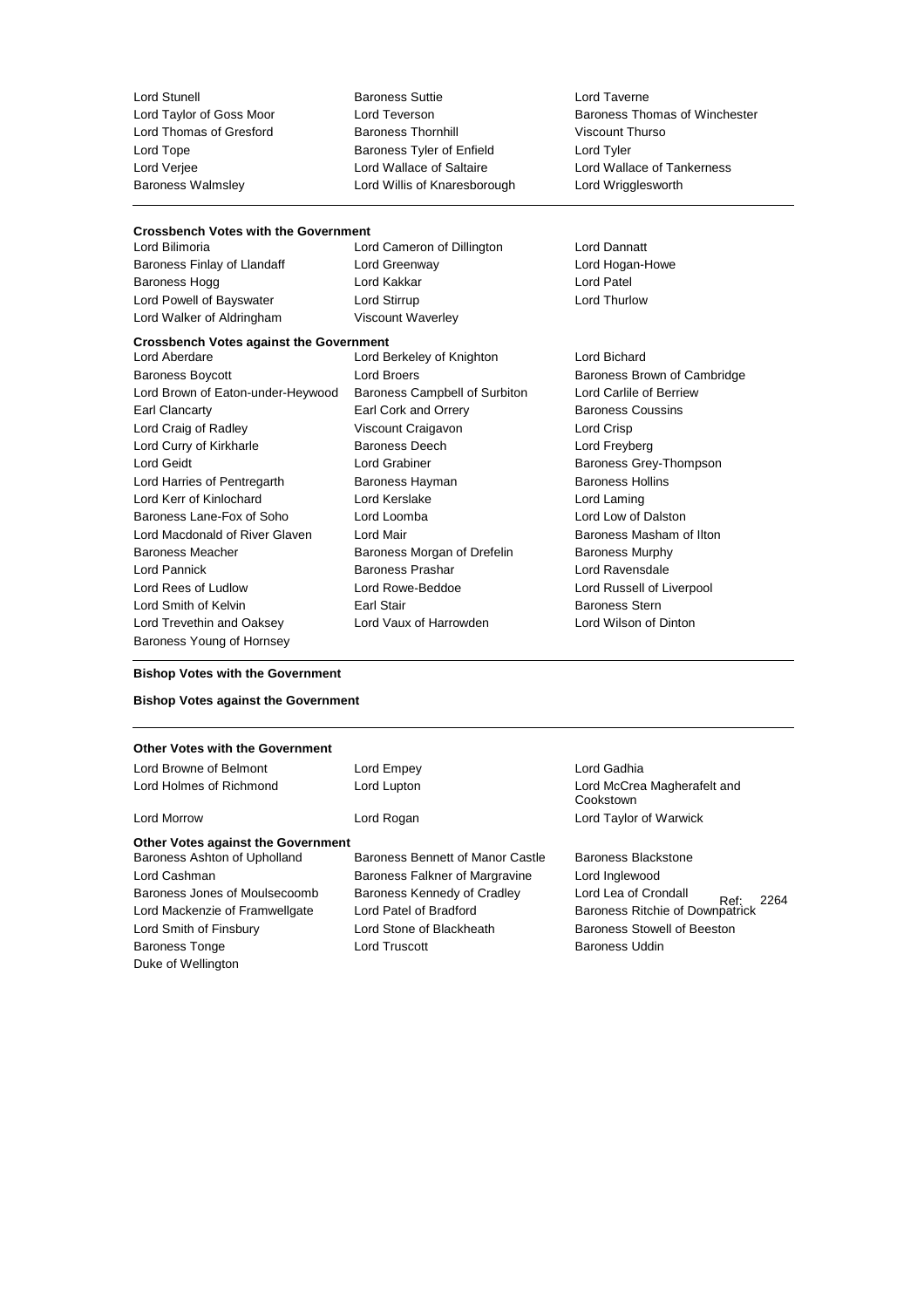| | | |
|---|---|---|
| Lord Stunell | Baroness Suttie | Lord Taverne |
| Lord Taylor of Goss Moor | Lord Teverson | Baroness Thomas of Winchester |
| Lord Thomas of Gresford | Baroness Thornhill | Viscount Thurso |
| Lord Tope | Baroness Tyler of Enfield | Lord Tyler |
| Lord Verjee | Lord Wallace of Saltaire | Lord Wallace of Tankerness |
| Baroness Walmsley | Lord Willis of Knaresborough | Lord Wrigglesworth |

**Crossbench Votes with the Government**

| | | |
|---|---|---|
| Lord Bilimoria | Lord Cameron of Dillington | Lord Dannatt |
| Baroness Finlay of Llandaff | Lord Greenway | Lord Hogan-Howe |
| Baroness Hogg | Lord Kakkar | Lord Patel |
| Lord Powell of Bayswater | Lord Stirrup | Lord Thurlow |
| Lord Walker of Aldringham | Viscount Waverley | |

**Crossbench Votes against the Government**

| | | |
|---|---|---|
| Lord Aberdare | Lord Berkeley of Knighton | Lord Bichard |
| Baroness Boycott | Lord Broers | Baroness Brown of Cambridge |
| Lord Brown of Eaton-under-Heywood | Baroness Campbell of Surbiton | Lord Carlile of Berriew |
| Earl Clancarty | Earl Cork and Orrery | Baroness Coussins |
| Lord Craig of Radley | Viscount Craigavon | Lord Crisp |
| Lord Curry of Kirkharle | Baroness Deech | Lord Freyberg |
| Lord Geidt | Lord Grabiner | Baroness Grey-Thompson |
| Lord Harries of Pentregarth | Baroness Hayman | Baroness Hollins |
| Lord Kerr of Kinlochard | Lord Kerslake | Lord Laming |
| Baroness Lane-Fox of Soho | Lord Loomba | Lord Low of Dalston |
| Lord Macdonald of River Glaven | Lord Mair | Baroness Masham of Ilton |
| Baroness Meacher | Baroness Morgan of Drefelin | Baroness Murphy |
| Lord Pannick | Baroness Prashar | Lord Ravensdale |
| Lord Rees of Ludlow | Lord Rowe-Beddoe | Lord Russell of Liverpool |
| Lord Smith of Kelvin | Earl Stair | Baroness Stern |
| Lord Trevethin and Oaksey | Lord Vaux of Harrowden | Lord Wilson of Dinton |
| Baroness Young of Hornsey | | |

**Bishop Votes with the Government**

**Bishop Votes against the Government**

**Other Votes with the Government**

| | | |
|---|---|---|
| Lord Browne of Belmont | Lord Empey | Lord Gadhia |
| Lord Holmes of Richmond | Lord Lupton | Lord McCrea Magherafelt and Cookstown |
| Lord Morrow | Lord Rogan | Lord Taylor of Warwick |

**Other Votes against the Government**

| | | |
|---|---|---|
| Baroness Ashton of Upholland | Baroness Bennett of Manor Castle | Baroness Blackstone |
| Lord Cashman | Baroness Falkner of Margravine | Lord Inglewood |
| Baroness Jones of Moulsecoomb | Baroness Kennedy of Cradley | Lord Lea of Crondall |
| Lord Mackenzie of Framwellgate | Lord Patel of Bradford | Baroness Ritchie of Downpatrick |
| Lord Smith of Finsbury | Lord Stone of Blackheath | Baroness Stowell of Beeston |
| Baroness Tonge | Lord Truscott | Baroness Uddin |
| Duke of Wellington | | |

Ref: 2264